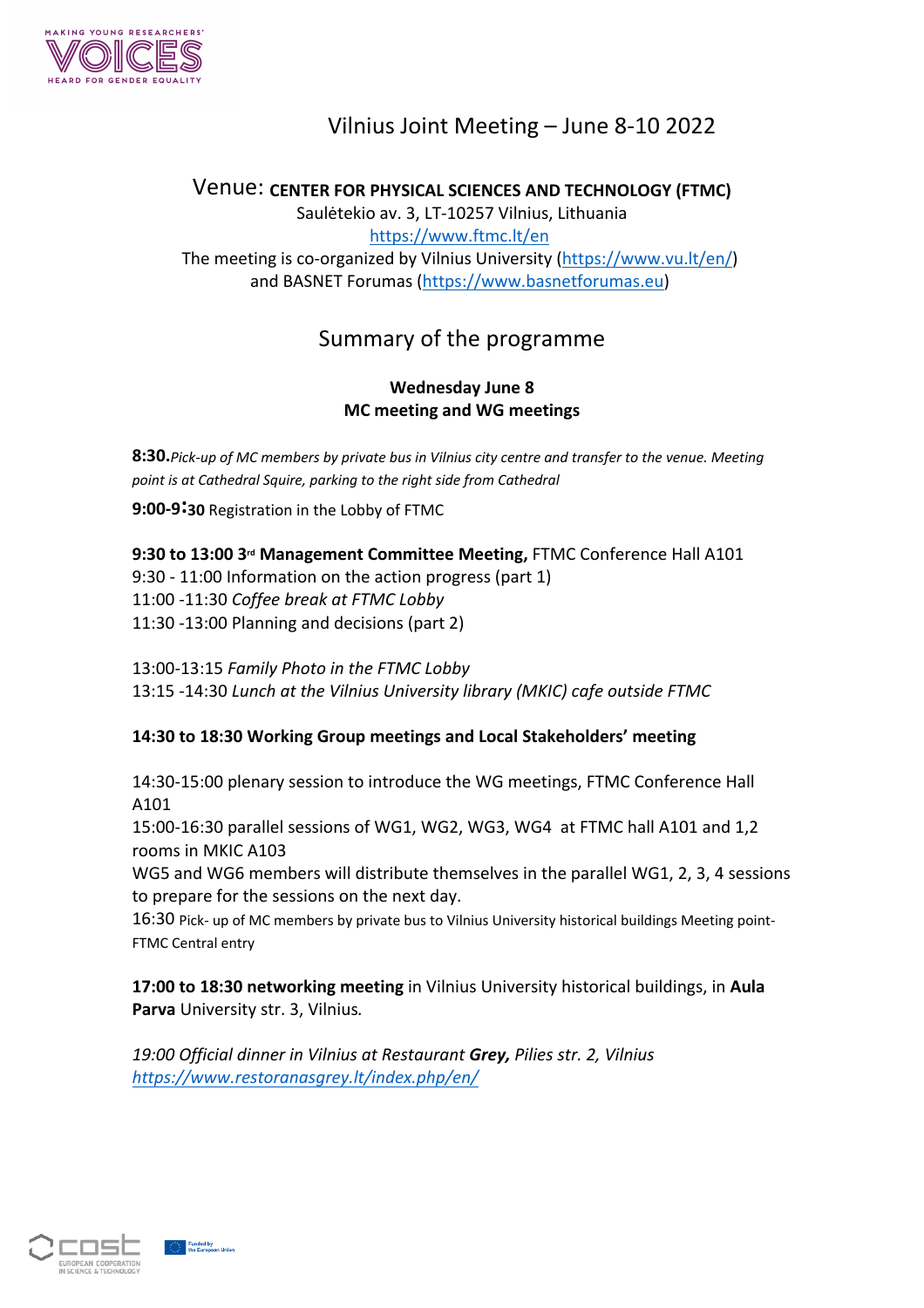# Vilnius Joint Meeting – June 8-10 2022

Venue: **CENTER FOR PHYSICAL SCIENCES AND TECHNOLOGY (FTMC)**
Saulėtekio av. 3, LT-10257 Vilnius, Lithuania
https://www.ftmc.lt/en
The meeting is co-organized by Vilnius University (https://www.vu.lt/en/) and BASNET Forumas (https://www.basnetforumas.eu)

## Summary of the programme

### Wednesday June 8
### MC meeting and WG meetings

**8:30.** *Pick-up of MC members by private bus in Vilnius city centre and transfer to the venue. Meeting point is at Cathedral Squire, parking to the right side from Cathedral*

**9:00-9:30** Registration in the Lobby of FTMC

**9:30 to 13:00 3rd Management Committee Meeting,** FTMC Conference Hall A101
9:30 - 11:00 Information on the action progress (part 1)
11:00 -11:30 *Coffee break at FTMC Lobby*
11:30 -13:00 Planning and decisions (part 2)

13:00-13:15 *Family Photo in the FTMC Lobby*
13:15 -14:30 *Lunch at the Vilnius University library (MKIC) cafe outside FTMC*

**14:30 to 18:30 Working Group meetings and Local Stakeholders' meeting**

14:30-15:00 plenary session to introduce the WG meetings, FTMC Conference Hall A101
15:00-16:30 parallel sessions of WG1, WG2, WG3, WG4 at FTMC hall A101 and 1,2 rooms in MKIC A103
WG5 and WG6 members will distribute themselves in the parallel WG1, 2, 3, 4 sessions to prepare for the sessions on the next day.
16:30 Pick- up of MC members by private bus to Vilnius University historical buildings Meeting point- FTMC Central entry

**17:00 to 18:30 networking meeting** in Vilnius University historical buildings, in **Aula Parva** University str. 3, Vilnius.

*19:00 Official dinner in Vilnius at Restaurant **Grey,** Pilies str. 2, Vilnius*
*https://www.restoranasgrey.lt/index.php/en/*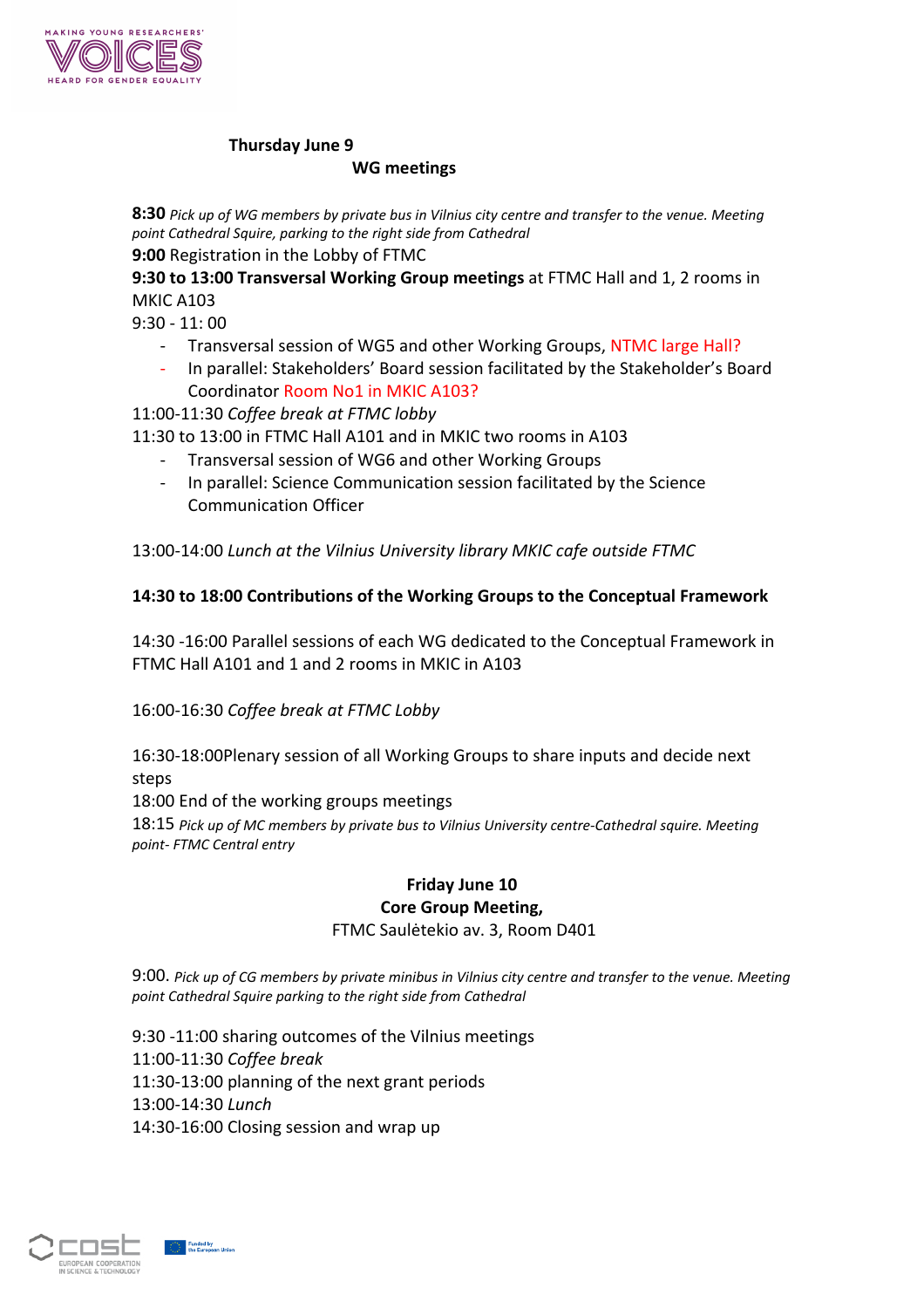## Thursday June 9

### WG meetings

**8:30** *Pick up of WG members by private bus in Vilnius city centre and transfer to the venue. Meeting point Cathedral Squire, parking to the right side from Cathedral*

**9:00** Registration in the Lobby of FTMC

**9:30 to 13:00 Transversal Working Group meetings** at FTMC Hall and 1, 2 rooms in MKIC A103

9:30 - 11: 00

- Transversal session of WG5 and other Working Groups, NTMC large Hall?
- In parallel: Stakeholders' Board session facilitated by the Stakeholder's Board Coordinator Room No1 in MKIC A103?

11:00-11:30 *Coffee break at FTMC lobby*

11:30 to 13:00 in FTMC Hall A101 and in MKIC two rooms in A103

- Transversal session of WG6 and other Working Groups
- In parallel: Science Communication session facilitated by the Science Communication Officer

13:00-14:00 *Lunch at the Vilnius University library MKIC cafe outside FTMC*

**14:30 to 18:00 Contributions of the Working Groups to the Conceptual Framework**

14:30 -16:00 Parallel sessions of each WG dedicated to the Conceptual Framework in FTMC Hall A101 and 1 and 2 rooms in MKIC in A103

16:00-16:30 *Coffee break at FTMC Lobby*

16:30-18:00Plenary session of all Working Groups to share inputs and decide next steps

18:00 End of the working groups meetings

18:15 *Pick up of MC members by private bus to Vilnius University centre-Cathedral squire. Meeting point- FTMC Central entry*

## Friday June 10

### Core Group Meeting,

FTMC Saulėtekio av. 3, Room D401

9:00. *Pick up of CG members by private minibus in Vilnius city centre and transfer to the venue. Meeting point Cathedral Squire parking to the right side from Cathedral*

9:30 -11:00 sharing outcomes of the Vilnius meetings

11:00-11:30 *Coffee break*

11:30-13:00 planning of the next grant periods

13:00-14:30 *Lunch*

14:30-16:00 Closing session and wrap up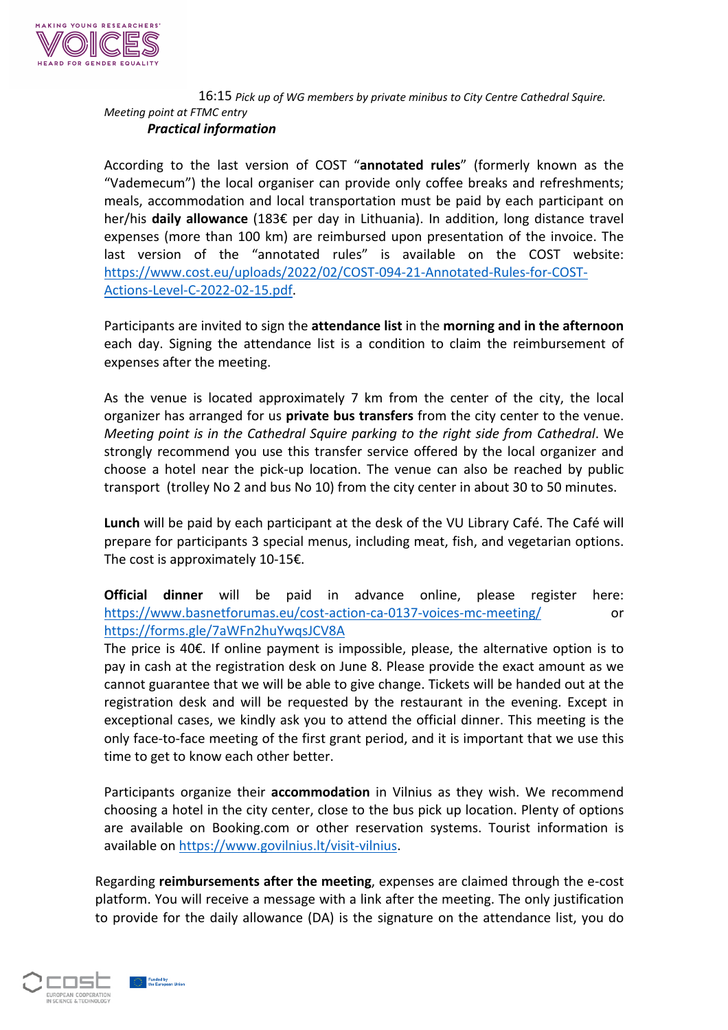16:15 *Pick up of WG members by private minibus to City Centre Cathedral Squire. Meeting point at FTMC entry*

***Practical information***

According to the last version of COST "**annotated rules**" (formerly known as the "Vademecum") the local organiser can provide only coffee breaks and refreshments; meals, accommodation and local transportation must be paid by each participant on her/his **daily allowance** (183€ per day in Lithuania). In addition, long distance travel expenses (more than 100 km) are reimbursed upon presentation of the invoice. The last version of the "annotated rules" is available on the COST website: https://www.cost.eu/uploads/2022/02/COST-094-21-Annotated-Rules-for-COST-Actions-Level-C-2022-02-15.pdf.

Participants are invited to sign the **attendance list** in the **morning and in the afternoon** each day. Signing the attendance list is a condition to claim the reimbursement of expenses after the meeting.

As the venue is located approximately 7 km from the center of the city, the local organizer has arranged for us **private bus transfers** from the city center to the venue. *Meeting point is in the Cathedral Squire parking to the right side from Cathedral*. We strongly recommend you use this transfer service offered by the local organizer and choose a hotel near the pick-up location. The venue can also be reached by public transport (trolley No 2 and bus No 10) from the city center in about 30 to 50 minutes.

**Lunch** will be paid by each participant at the desk of the VU Library Café. The Café will prepare for participants 3 special menus, including meat, fish, and vegetarian options. The cost is approximately 10-15€.

**Official dinner** will be paid in advance online, please register here: https://www.basnetforumas.eu/cost-action-ca-0137-voices-mc-meeting/ or https://forms.gle/7aWFn2huYwqsJCV8A
The price is 40€. If online payment is impossible, please, the alternative option is to pay in cash at the registration desk on June 8. Please provide the exact amount as we cannot guarantee that we will be able to give change. Tickets will be handed out at the registration desk and will be requested by the restaurant in the evening. Except in exceptional cases, we kindly ask you to attend the official dinner. This meeting is the only face-to-face meeting of the first grant period, and it is important that we use this time to get to know each other better.

Participants organize their **accommodation** in Vilnius as they wish. We recommend choosing a hotel in the city center, close to the bus pick up location. Plenty of options are available on Booking.com or other reservation systems. Tourist information is available on https://www.govilnius.lt/visit-vilnius.

Regarding **reimbursements after the meeting**, expenses are claimed through the e-cost platform. You will receive a message with a link after the meeting. The only justification to provide for the daily allowance (DA) is the signature on the attendance list, you do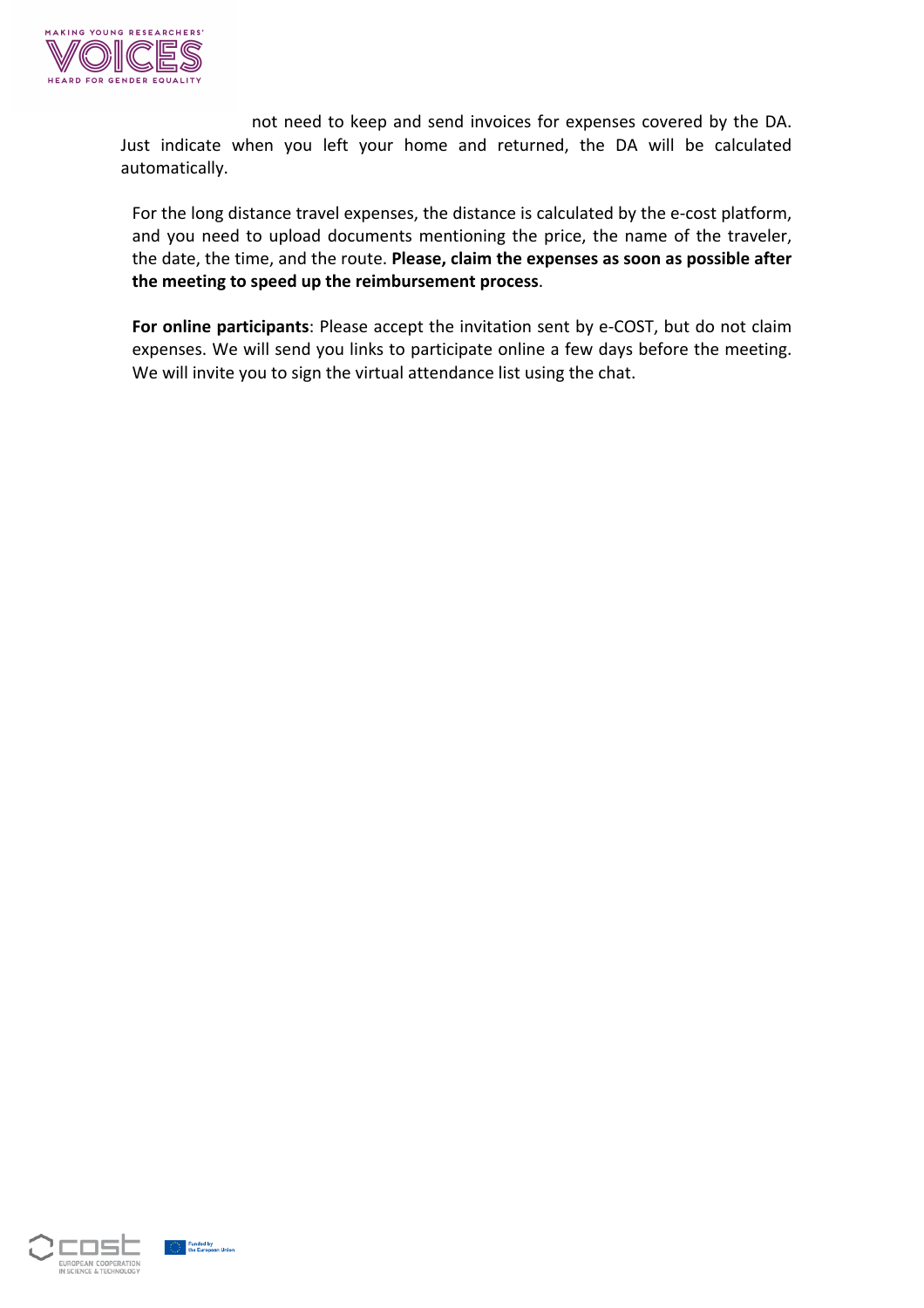not need to keep and send invoices for expenses covered by the DA. Just indicate when you left your home and returned, the DA will be calculated automatically.

For the long distance travel expenses, the distance is calculated by the e-cost platform, and you need to upload documents mentioning the price, the name of the traveler, the date, the time, and the route. **Please, claim the expenses as soon as possible after the meeting to speed up the reimbursement process**.

**For online participants**: Please accept the invitation sent by e-COST, but do not claim expenses. We will send you links to participate online a few days before the meeting. We will invite you to sign the virtual attendance list using the chat.